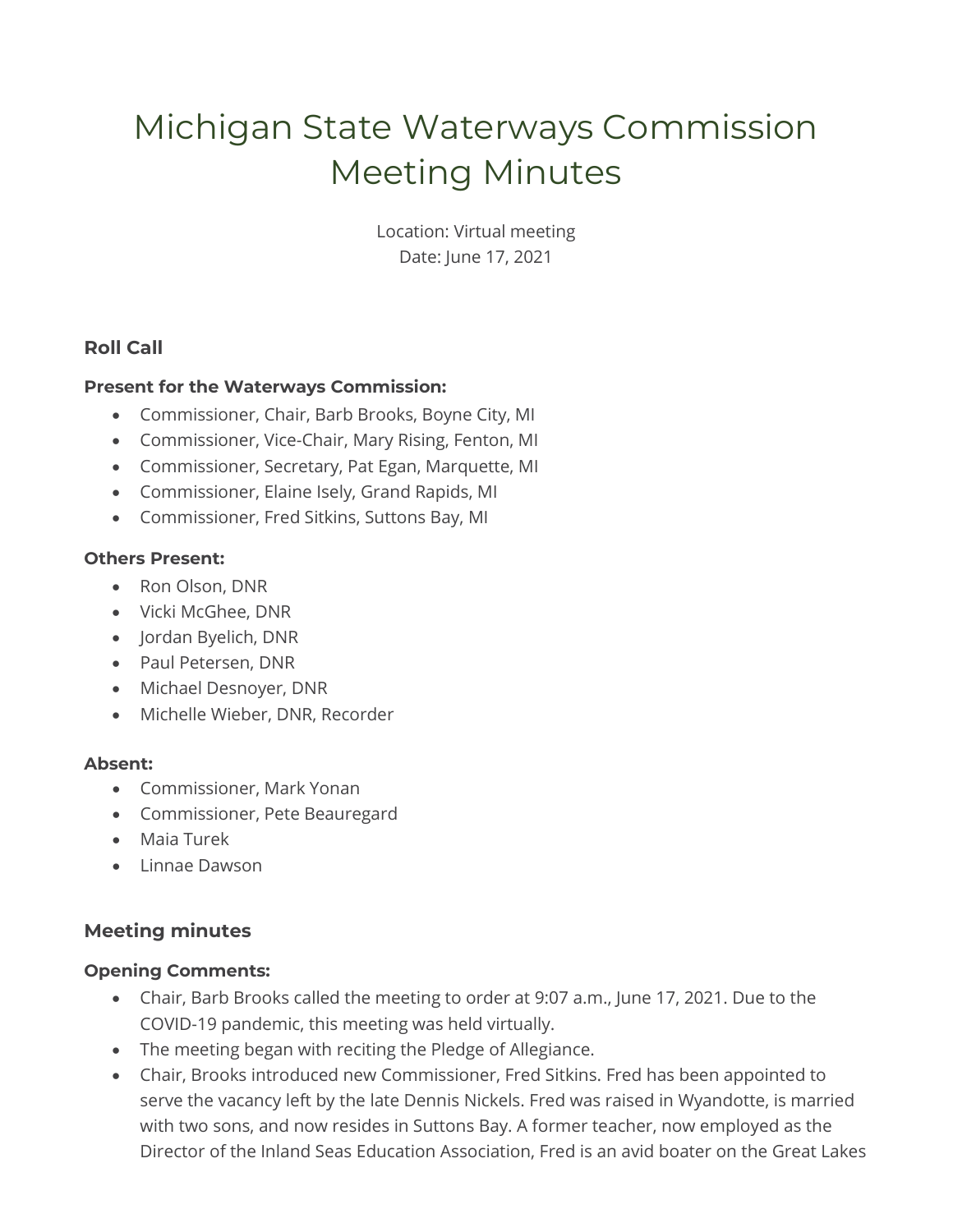# Michigan State Waterways Commission Meeting Minutes

Location: Virtual meeting
Date: June 17, 2021

## Roll Call

**Present for the Waterways Commission:**

- Commissioner, Chair, Barb Brooks, Boyne City, MI
- Commissioner, Vice-Chair, Mary Rising, Fenton, MI
- Commissioner, Secretary, Pat Egan, Marquette, MI
- Commissioner, Elaine Isely, Grand Rapids, MI
- Commissioner, Fred Sitkins, Suttons Bay, MI

**Others Present:**

- Ron Olson, DNR
- Vicki McGhee, DNR
- Jordan Byelich, DNR
- Paul Petersen, DNR
- Michael Desnoyer, DNR
- Michelle Wieber, DNR, Recorder

**Absent:**

- Commissioner, Mark Yonan
- Commissioner, Pete Beauregard
- Maia Turek
- Linnae Dawson

## Meeting minutes

**Opening Comments:**

- Chair, Barb Brooks called the meeting to order at 9:07 a.m., June 17, 2021. Due to the COVID-19 pandemic, this meeting was held virtually.
- The meeting began with reciting the Pledge of Allegiance.
- Chair, Brooks introduced new Commissioner, Fred Sitkins. Fred has been appointed to serve the vacancy left by the late Dennis Nickels. Fred was raised in Wyandotte, is married with two sons, and now resides in Suttons Bay. A former teacher, now employed as the Director of the Inland Seas Education Association, Fred is an avid boater on the Great Lakes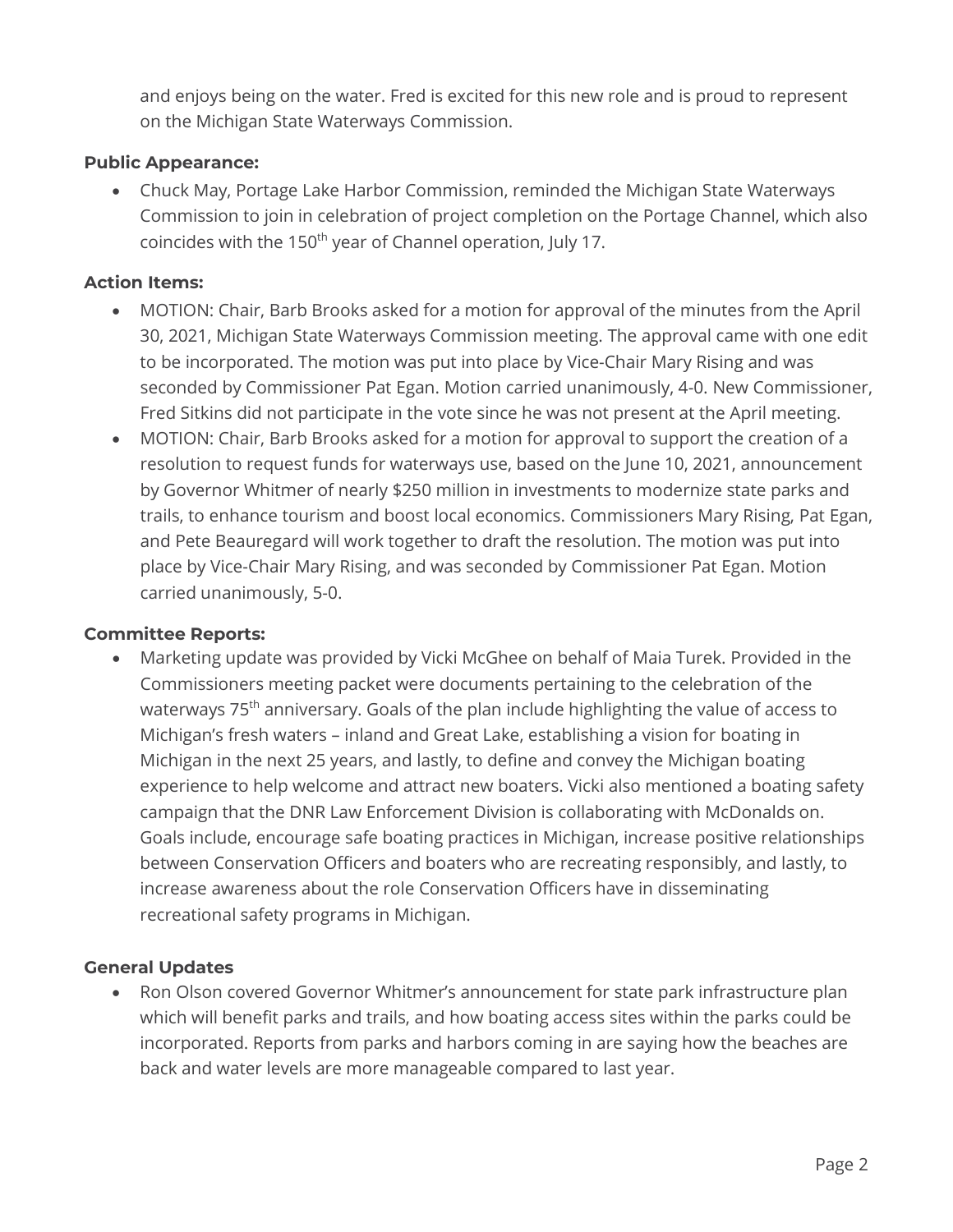and enjoys being on the water. Fred is excited for this new role and is proud to represent on the Michigan State Waterways Commission.

**Public Appearance:**

- Chuck May, Portage Lake Harbor Commission, reminded the Michigan State Waterways Commission to join in celebration of project completion on the Portage Channel, which also coincides with the 150th year of Channel operation, July 17.

**Action Items:**

- MOTION: Chair, Barb Brooks asked for a motion for approval of the minutes from the April 30, 2021, Michigan State Waterways Commission meeting. The approval came with one edit to be incorporated. The motion was put into place by Vice-Chair Mary Rising and was seconded by Commissioner Pat Egan. Motion carried unanimously, 4-0. New Commissioner, Fred Sitkins did not participate in the vote since he was not present at the April meeting.
- MOTION: Chair, Barb Brooks asked for a motion for approval to support the creation of a resolution to request funds for waterways use, based on the June 10, 2021, announcement by Governor Whitmer of nearly $250 million in investments to modernize state parks and trails, to enhance tourism and boost local economics. Commissioners Mary Rising, Pat Egan, and Pete Beauregard will work together to draft the resolution. The motion was put into place by Vice-Chair Mary Rising, and was seconded by Commissioner Pat Egan. Motion carried unanimously, 5-0.

**Committee Reports:**

- Marketing update was provided by Vicki McGhee on behalf of Maia Turek. Provided in the Commissioners meeting packet were documents pertaining to the celebration of the waterways 75th anniversary. Goals of the plan include highlighting the value of access to Michigan's fresh waters – inland and Great Lake, establishing a vision for boating in Michigan in the next 25 years, and lastly, to define and convey the Michigan boating experience to help welcome and attract new boaters. Vicki also mentioned a boating safety campaign that the DNR Law Enforcement Division is collaborating with McDonalds on. Goals include, encourage safe boating practices in Michigan, increase positive relationships between Conservation Officers and boaters who are recreating responsibly, and lastly, to increase awareness about the role Conservation Officers have in disseminating recreational safety programs in Michigan.

**General Updates**

- Ron Olson covered Governor Whitmer's announcement for state park infrastructure plan which will benefit parks and trails, and how boating access sites within the parks could be incorporated. Reports from parks and harbors coming in are saying how the beaches are back and water levels are more manageable compared to last year.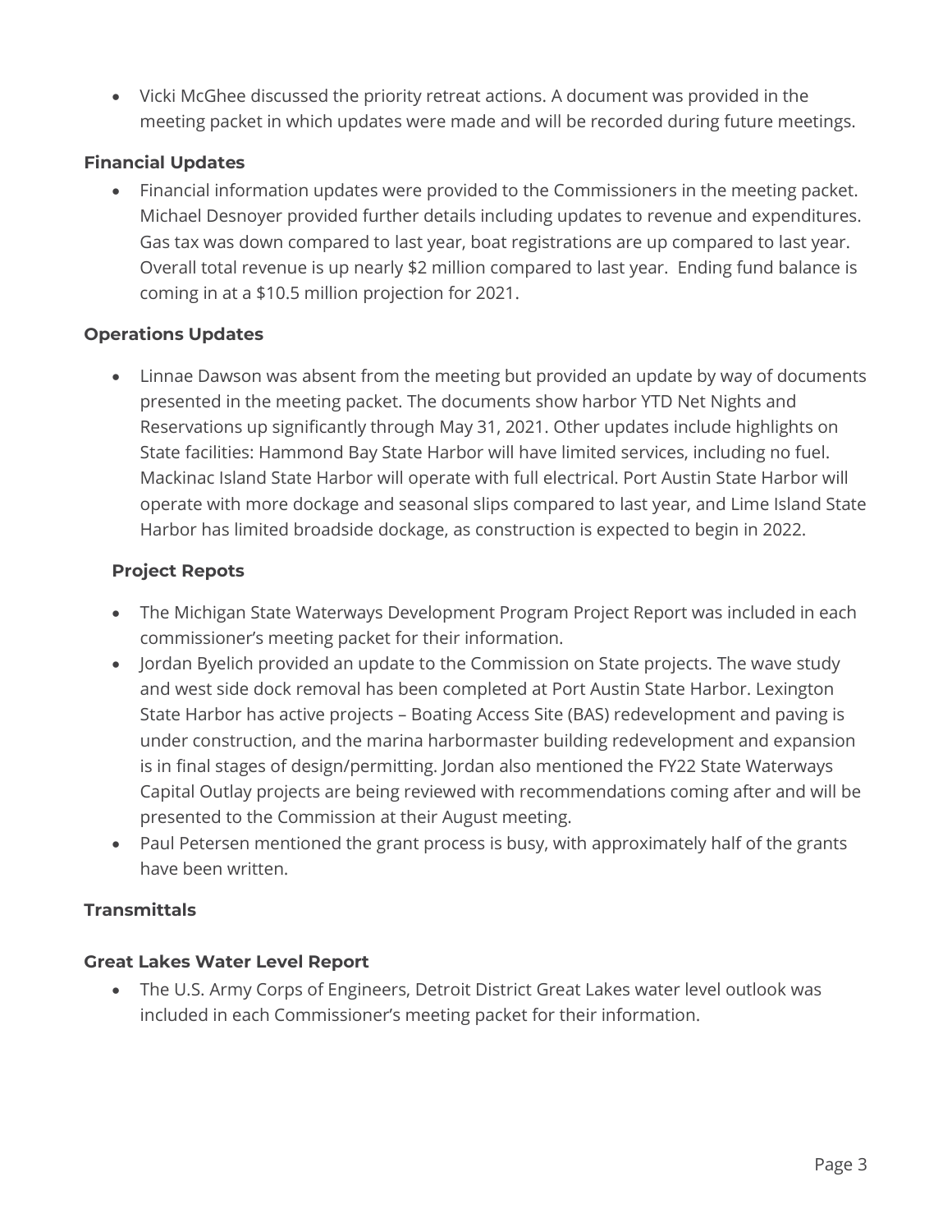- Vicki McGhee discussed the priority retreat actions. A document was provided in the meeting packet in which updates were made and will be recorded during future meetings.

### Financial Updates

- Financial information updates were provided to the Commissioners in the meeting packet. Michael Desnoyer provided further details including updates to revenue and expenditures. Gas tax was down compared to last year, boat registrations are up compared to last year. Overall total revenue is up nearly $2 million compared to last year. Ending fund balance is coming in at a $10.5 million projection for 2021.

### Operations Updates

- Linnae Dawson was absent from the meeting but provided an update by way of documents presented in the meeting packet. The documents show harbor YTD Net Nights and Reservations up significantly through May 31, 2021. Other updates include highlights on State facilities: Hammond Bay State Harbor will have limited services, including no fuel. Mackinac Island State Harbor will operate with full electrical. Port Austin State Harbor will operate with more dockage and seasonal slips compared to last year, and Lime Island State Harbor has limited broadside dockage, as construction is expected to begin in 2022.

### Project Repots

- The Michigan State Waterways Development Program Project Report was included in each commissioner's meeting packet for their information.
- Jordan Byelich provided an update to the Commission on State projects. The wave study and west side dock removal has been completed at Port Austin State Harbor. Lexington State Harbor has active projects – Boating Access Site (BAS) redevelopment and paving is under construction, and the marina harbormaster building redevelopment and expansion is in final stages of design/permitting. Jordan also mentioned the FY22 State Waterways Capital Outlay projects are being reviewed with recommendations coming after and will be presented to the Commission at their August meeting.
- Paul Petersen mentioned the grant process is busy, with approximately half of the grants have been written.

### Transmittals

### Great Lakes Water Level Report

- The U.S. Army Corps of Engineers, Detroit District Great Lakes water level outlook was included in each Commissioner's meeting packet for their information.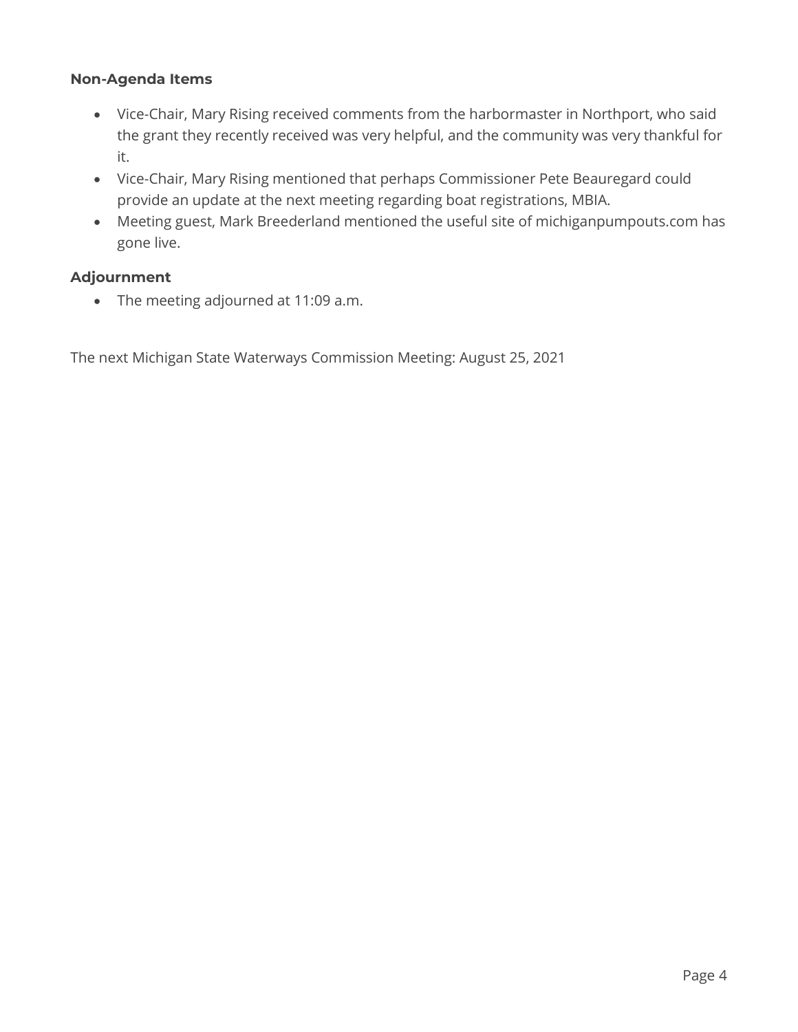### Non-Agenda Items

- Vice-Chair, Mary Rising received comments from the harbormaster in Northport, who said the grant they recently received was very helpful, and the community was very thankful for it.
- Vice-Chair, Mary Rising mentioned that perhaps Commissioner Pete Beauregard could provide an update at the next meeting regarding boat registrations, MBIA.
- Meeting guest, Mark Breederland mentioned the useful site of michiganpumpouts.com has gone live.

### Adjournment

- The meeting adjourned at 11:09 a.m.

The next Michigan State Waterways Commission Meeting: August 25, 2021